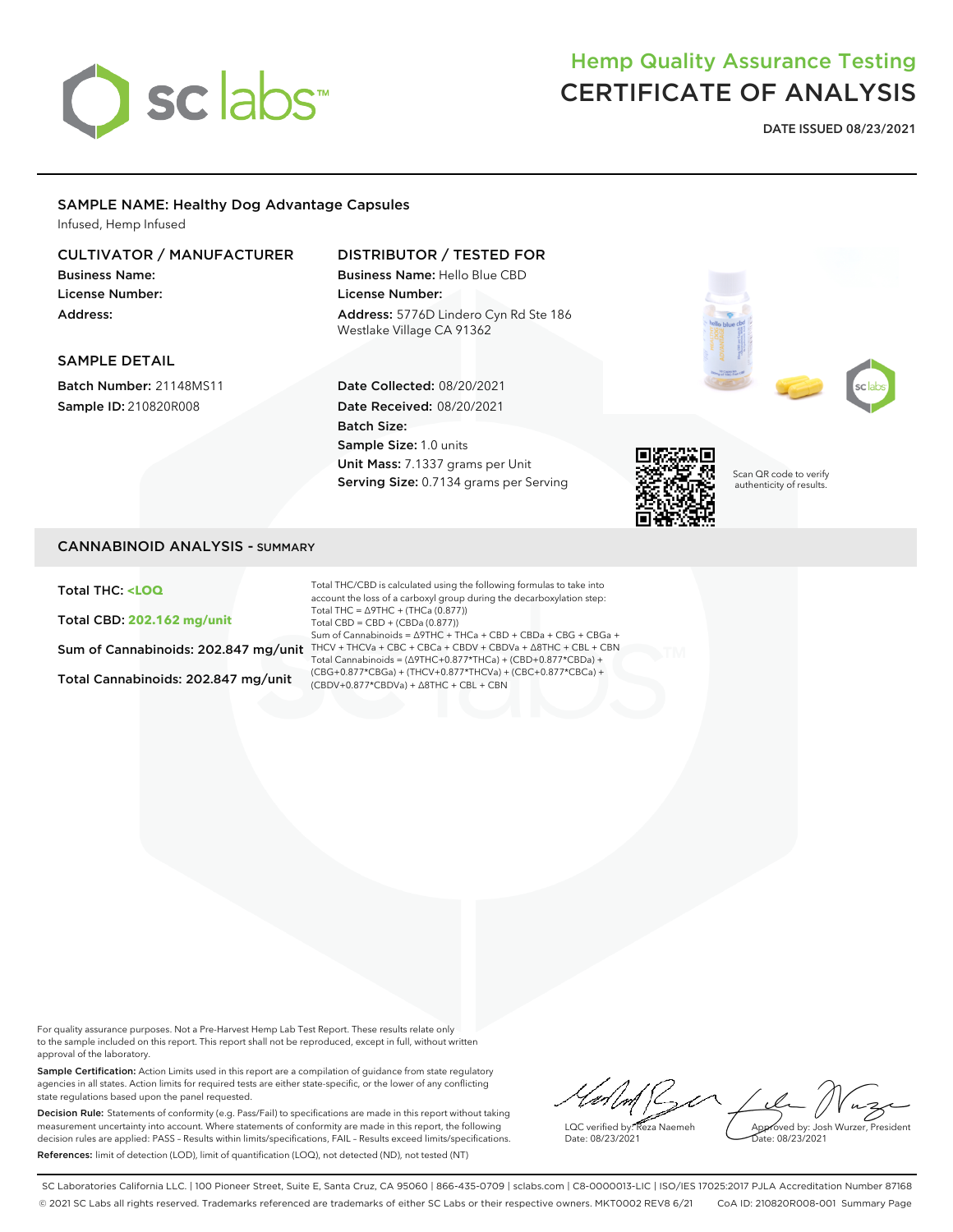# Hemp Quality Assurance Testing
# CERTIFICATE OF ANALYSIS

**DATE ISSUED 08/23/2021**

## SAMPLE NAME: Healthy Dog Advantage Capsules

Infused, Hemp Infused

### CULTIVATOR / MANUFACTURER

**Business Name:**
**License Number:**
**Address:**

### DISTRIBUTOR / TESTED FOR

**Business Name:** Hello Blue CBD
**License Number:**
**Address:** 5776D Lindero Cyn Rd Ste 186 Westlake Village CA 91362

### SAMPLE DETAIL

**Batch Number:** 21148MS11
**Sample ID:** 210820R008

**Date Collected:** 08/20/2021
**Date Received:** 08/20/2021
**Batch Size:**
**Sample Size:** 1.0 units
**Unit Mass:** 7.1337 grams per Unit
**Serving Size:** 0.7134 grams per Serving

Scan QR code to verify authenticity of results.

## CANNABINOID ANALYSIS - SUMMARY

**Total THC:** <LOQ

**Total CBD:** 202.162 mg/unit

**Sum of Cannabinoids:** 202.847 mg/unit

**Total Cannabinoids:** 202.847 mg/unit

Total THC/CBD is calculated using the following formulas to take into account the loss of a carboxyl group during the decarboxylation step:
Total THC = Δ9THC + (THCa (0.877))
Total CBD = CBD + (CBDa (0.877))
Sum of Cannabinoids = Δ9THC + THCa + CBD + CBDa + CBG + CBGa + THCV + THCVa + CBC + CBCa + CBDV + CBDVa + Δ8THC + CBL + CBN
Total Cannabinoids = (Δ9THC+0.877*THCa) + (CBD+0.877*CBDa) + (CBG+0.877*CBGa) + (THCV+0.877*THCVa) + (CBC+0.877*CBCa) + (CBDV+0.877*CBDVa) + Δ8THC + CBL + CBN

For quality assurance purposes. Not a Pre-Harvest Hemp Lab Test Report. These results relate only to the sample included on this report. This report shall not be reproduced, except in full, without written approval of the laboratory.

**Sample Certification:** Action Limits used in this report are a compilation of guidance from state regulatory agencies in all states. Action limits for required tests are either state-specific, or the lower of any conflicting state regulations based upon the panel requested.

**Decision Rule:** Statements of conformity (e.g. Pass/Fail) to specifications are made in this report without taking measurement uncertainty into account. Where statements of conformity are made in this report, the following decision rules are applied: PASS – Results within limits/specifications, FAIL – Results exceed limits/specifications.

**References:** limit of detection (LOD), limit of quantification (LOQ), not detected (ND), not tested (NT)

LQC verified by: Reza Naemeh
Date: 08/23/2021

Approved by: Josh Wurzer, President
Date: 08/23/2021

SC Laboratories California LLC. | 100 Pioneer Street, Suite E, Santa Cruz, CA 95060 | 866-435-0709 | sclabs.com | C8-0000013-LIC | ISO/IES 17025:2017 PJLA Accreditation Number 87168
© 2021 SC Labs all rights reserved. Trademarks referenced are trademarks of either SC Labs or their respective owners. MKT0002 REV8 6/21 CoA ID: 210820R008-001 Summary Page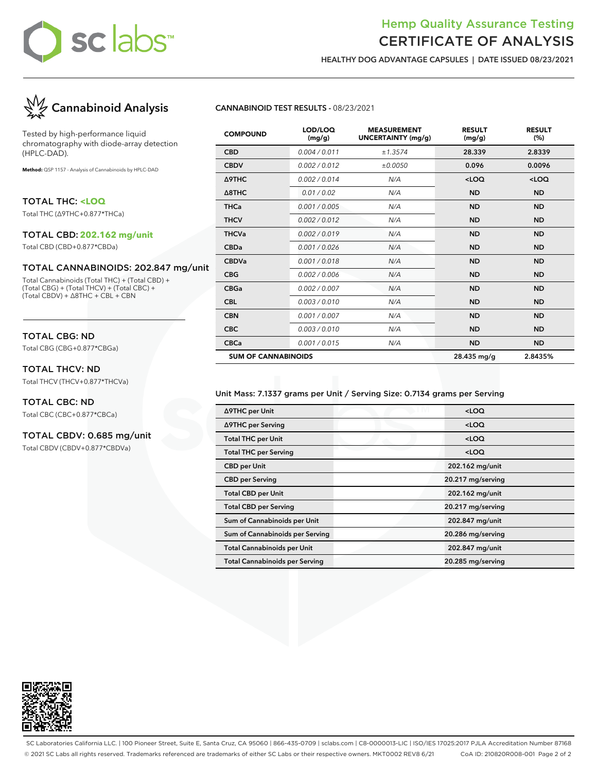# Hemp Quality Assurance Testing
# CERTIFICATE OF ANALYSIS

**HEALTHY DOG ADVANTAGE CAPSULES | DATE ISSUED 08/23/2021**

## Cannabinoid Analysis

Tested by high-performance liquid chromatography with diode-array detection (HPLC-DAD).

**Method:** QSP 1157 - Analysis of Cannabinoids by HPLC-DAD

### TOTAL THC: <LOQ

Total THC (Δ9THC+0.877*THCa)

### TOTAL CBD: 202.162 mg/unit

Total CBD (CBD+0.877*CBDa)

### TOTAL CANNABINOIDS: 202.847 mg/unit

Total Cannabinoids (Total THC) + (Total CBD) + (Total CBG) + (Total THCV) + (Total CBC) + (Total CBDV) + Δ8THC + CBL + CBN

### TOTAL CBG: ND

Total CBG (CBG+0.877*CBGa)

### TOTAL THCV: ND

Total THCV (THCV+0.877*THCVa)

### TOTAL CBC: ND

Total CBC (CBC+0.877*CBCa)

### TOTAL CBDV: 0.685 mg/unit

Total CBDV (CBDV+0.877*CBDVa)

**CANNABINOID TEST RESULTS** - 08/23/2021

| COMPOUND | LOD/LOQ (mg/g) | MEASUREMENT UNCERTAINTY (mg/g) | RESULT (mg/g) | RESULT (%) |
|---|---|---|---|---|
| CBD | 0.004 / 0.011 | ±1.3574 | 28.339 | 2.8339 |
| CBDV | 0.002 / 0.012 | ±0.0050 | 0.096 | 0.0096 |
| Δ9THC | 0.002 / 0.014 | N/A | <LOQ | <LOQ |
| Δ8THC | 0.01 / 0.02 | N/A | ND | ND |
| THCa | 0.001 / 0.005 | N/A | ND | ND |
| THCV | 0.002 / 0.012 | N/A | ND | ND |
| THCVa | 0.002 / 0.019 | N/A | ND | ND |
| CBDa | 0.001 / 0.026 | N/A | ND | ND |
| CBDVa | 0.001 / 0.018 | N/A | ND | ND |
| CBG | 0.002 / 0.006 | N/A | ND | ND |
| CBGa | 0.002 / 0.007 | N/A | ND | ND |
| CBL | 0.003 / 0.010 | N/A | ND | ND |
| CBN | 0.001 / 0.007 | N/A | ND | ND |
| CBC | 0.003 / 0.010 | N/A | ND | ND |
| CBCa | 0.001 / 0.015 | N/A | ND | ND |
| **SUM OF CANNABINOIDS** | | | 28.435 mg/g | 2.8435% |

Unit Mass: 7.1337 grams per Unit / Serving Size: 0.7134 grams per Serving

| | |
|---|---|
| Δ9THC per Unit | <LOQ |
| Δ9THC per Serving | <LOQ |
| Total THC per Unit | <LOQ |
| Total THC per Serving | <LOQ |
| CBD per Unit | 202.162 mg/unit |
| CBD per Serving | 20.217 mg/serving |
| Total CBD per Unit | 202.162 mg/unit |
| Total CBD per Serving | 20.217 mg/serving |
| Sum of Cannabinoids per Unit | 202.847 mg/unit |
| Sum of Cannabinoids per Serving | 20.286 mg/serving |
| Total Cannabinoids per Unit | 202.847 mg/unit |
| Total Cannabinoids per Serving | 20.285 mg/serving |

SC Laboratories California LLC. | 100 Pioneer Street, Suite E, Santa Cruz, CA 95060 | 866-435-0709 | sclabs.com | C8-0000013-LIC | ISO/IES 17025:2017 PJLA Accreditation Number 87168
© 2021 SC Labs all rights reserved. Trademarks referenced are trademarks of either SC Labs or their respective owners. MKT0002 REV8 6/21 CoA ID: 210820R008-001